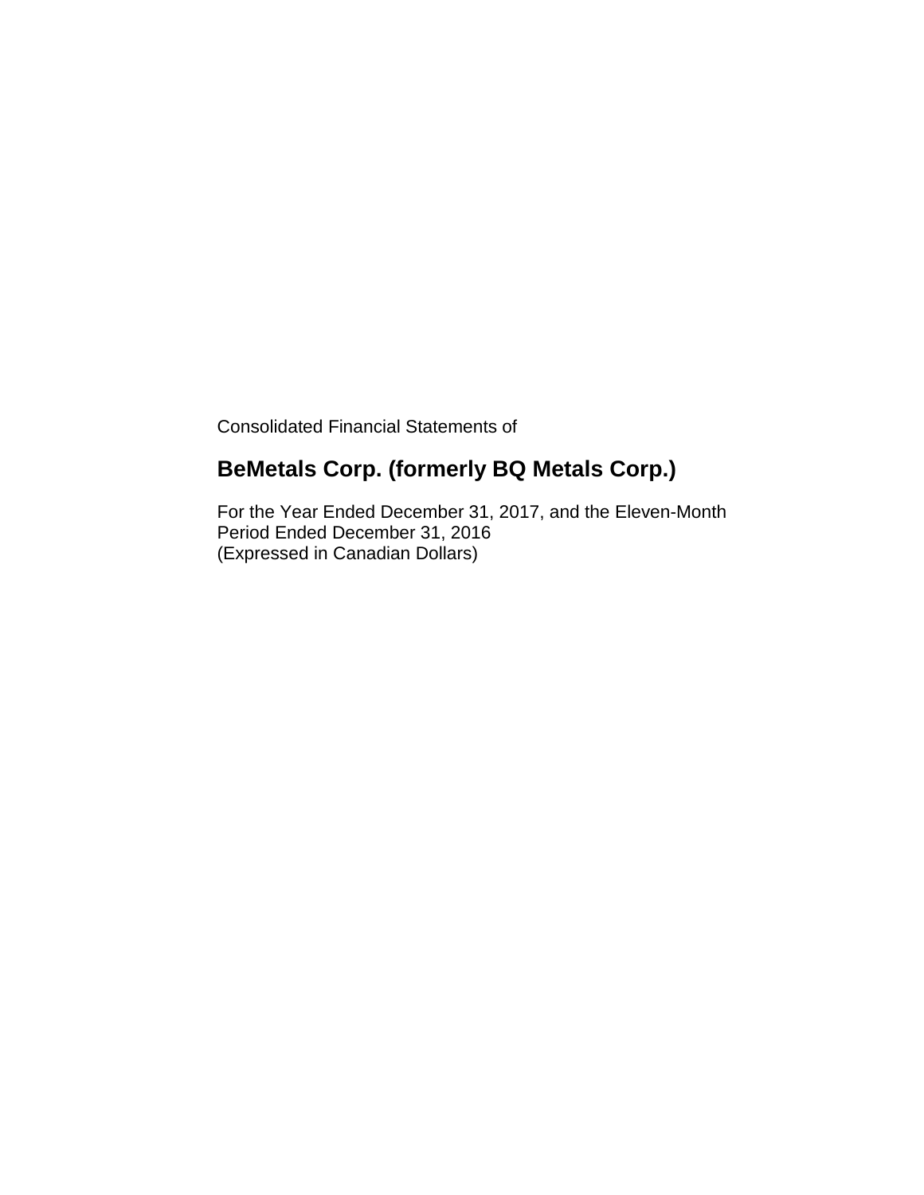Consolidated Financial Statements of

# BeMetals Corp. (formerly BQ Metals Corp.)

For the Year Ended December 31, 2017, and the Eleven-Month Period Ended December 31, 2016
(Expressed in Canadian Dollars)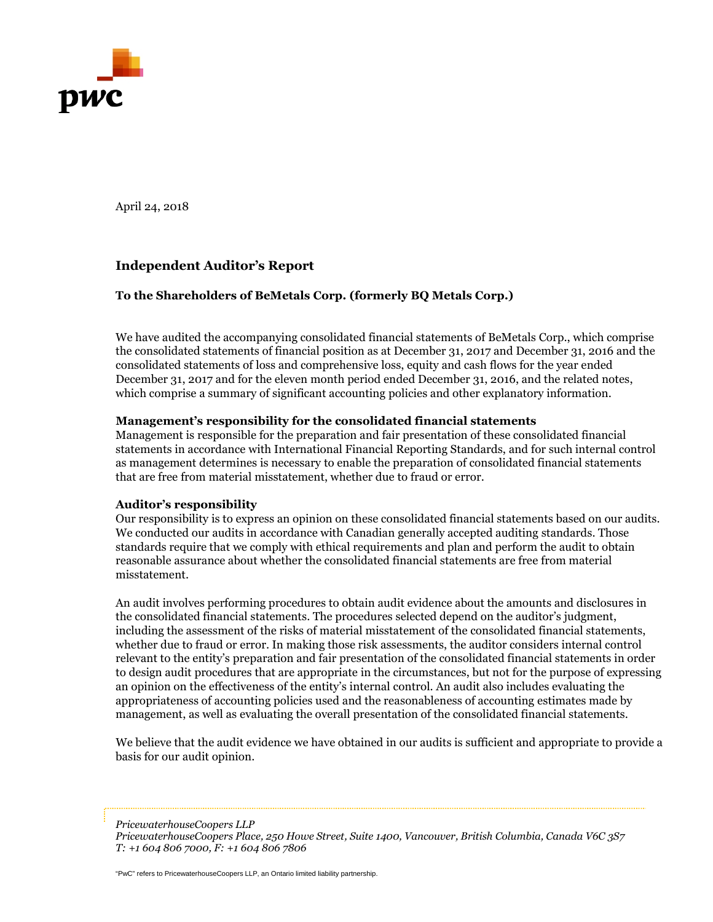April 24, 2018

## Independent Auditor's Report

**To the Shareholders of BeMetals Corp. (formerly BQ Metals Corp.)**

We have audited the accompanying consolidated financial statements of BeMetals Corp., which comprise the consolidated statements of financial position as at December 31, 2017 and December 31, 2016 and the consolidated statements of loss and comprehensive loss, equity and cash flows for the year ended December 31, 2017 and for the eleven month period ended December 31, 2016, and the related notes, which comprise a summary of significant accounting policies and other explanatory information.

**Management's responsibility for the consolidated financial statements**

Management is responsible for the preparation and fair presentation of these consolidated financial statements in accordance with International Financial Reporting Standards, and for such internal control as management determines is necessary to enable the preparation of consolidated financial statements that are free from material misstatement, whether due to fraud or error.

**Auditor's responsibility**

Our responsibility is to express an opinion on these consolidated financial statements based on our audits. We conducted our audits in accordance with Canadian generally accepted auditing standards. Those standards require that we comply with ethical requirements and plan and perform the audit to obtain reasonable assurance about whether the consolidated financial statements are free from material misstatement.

An audit involves performing procedures to obtain audit evidence about the amounts and disclosures in the consolidated financial statements. The procedures selected depend on the auditor's judgment, including the assessment of the risks of material misstatement of the consolidated financial statements, whether due to fraud or error. In making those risk assessments, the auditor considers internal control relevant to the entity's preparation and fair presentation of the consolidated financial statements in order to design audit procedures that are appropriate in the circumstances, but not for the purpose of expressing an opinion on the effectiveness of the entity's internal control. An audit also includes evaluating the appropriateness of accounting policies used and the reasonableness of accounting estimates made by management, as well as evaluating the overall presentation of the consolidated financial statements.

We believe that the audit evidence we have obtained in our audits is sufficient and appropriate to provide a basis for our audit opinion.

*PricewaterhouseCoopers LLP*
*PricewaterhouseCoopers Place, 250 Howe Street, Suite 1400, Vancouver, British Columbia, Canada V6C 3S7*
*T: +1 604 806 7000, F: +1 604 806 7806*

"PwC" refers to PricewaterhouseCoopers LLP, an Ontario limited liability partnership.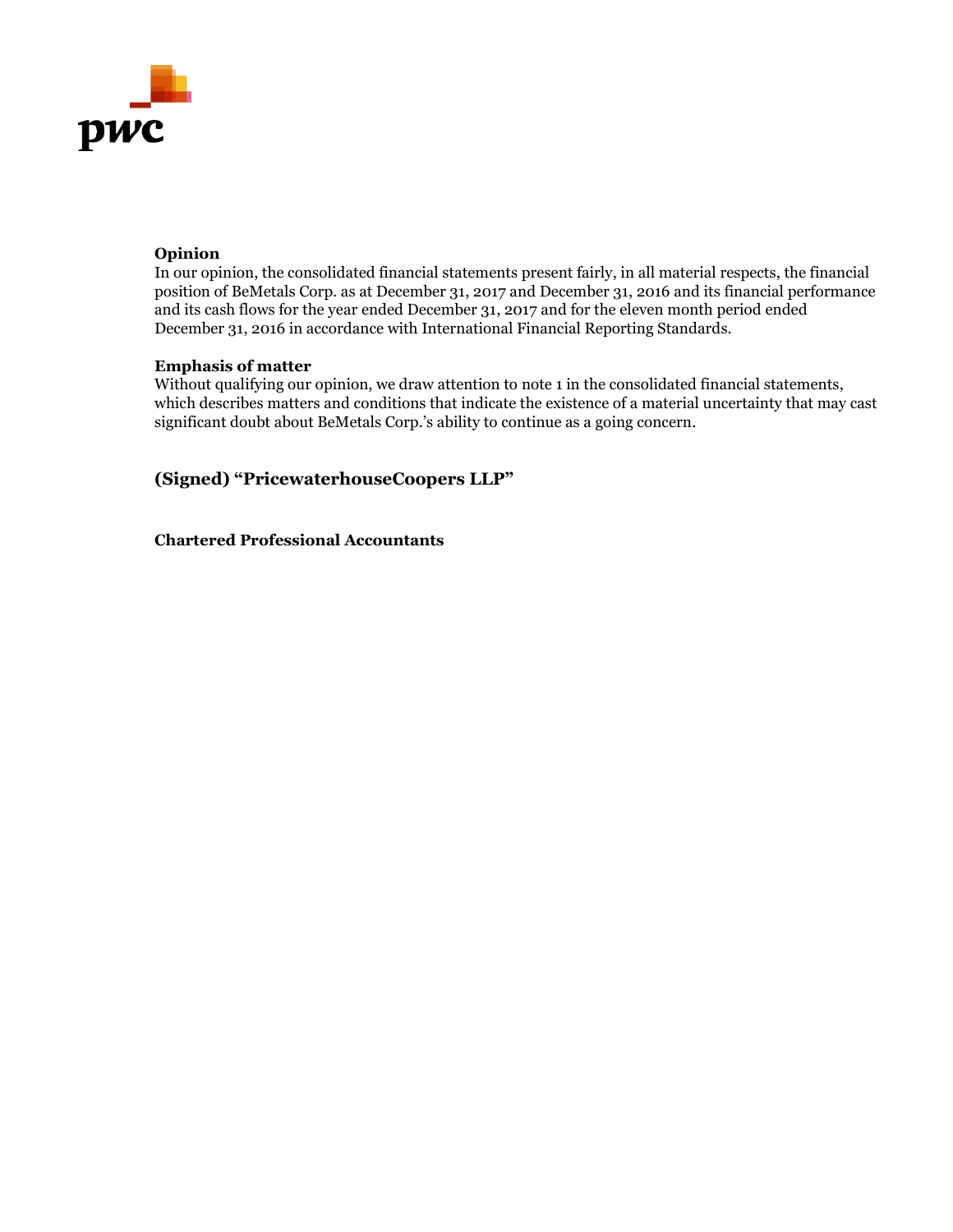**Opinion**
In our opinion, the consolidated financial statements present fairly, in all material respects, the financial position of BeMetals Corp. as at December 31, 2017 and December 31, 2016 and its financial performance and its cash flows for the year ended December 31, 2017 and for the eleven month period ended December 31, 2016 in accordance with International Financial Reporting Standards.

**Emphasis of matter**
Without qualifying our opinion, we draw attention to note 1 in the consolidated financial statements, which describes matters and conditions that indicate the existence of a material uncertainty that may cast significant doubt about BeMetals Corp.'s ability to continue as a going concern.

**(Signed) "PricewaterhouseCoopers LLP"**

**Chartered Professional Accountants**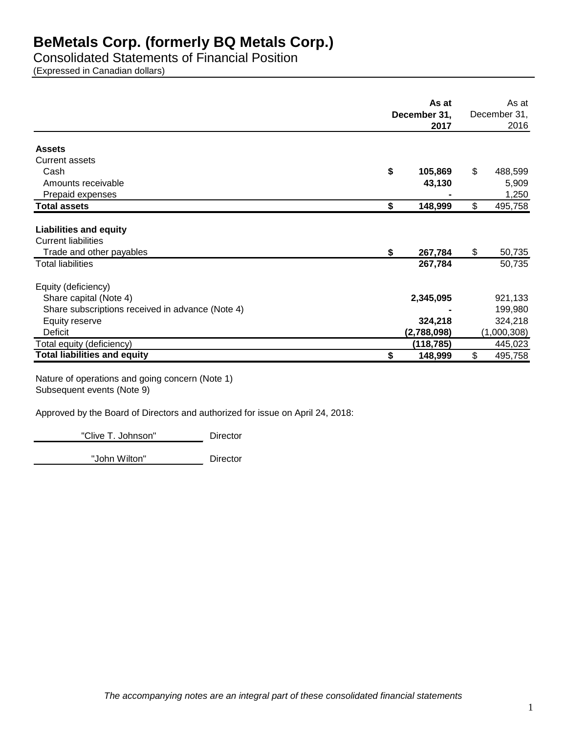# BeMetals Corp. (formerly BQ Metals Corp.)

## Consolidated Statements of Financial Position

(Expressed in Canadian dollars)

| | As at December 31, 2017 | As at December 31, 2016 |
|---|---|---|
| **Assets** | | |
| Current assets | | |
| Cash | **$ 105,869** | $ 488,599 |
| Amounts receivable | **43,130** | 5,909 |
| Prepaid expenses | **-** | 1,250 |
| **Total assets** | **$ 148,999** | $ 495,758 |
| | | |
| **Liabilities and equity** | | |
| Current liabilities | | |
| Trade and other payables | **$ 267,784** | $ 50,735 |
| Total liabilities | **267,784** | 50,735 |
| | | |
| Equity (deficiency) | | |
| Share capital (Note 4) | **2,345,095** | 921,133 |
| Share subscriptions received in advance (Note 4) | **-** | 199,980 |
| Equity reserve | **324,218** | 324,218 |
| Deficit | **(2,788,098)** | (1,000,308) |
| Total equity (deficiency) | **(118,785)** | 445,023 |
| **Total liabilities and equity** | **$ 148,999** | $ 495,758 |

Nature of operations and going concern (Note 1)
Subsequent events (Note 9)

Approved by the Board of Directors and authorized for issue on April 24, 2018:

"Clive T. Johnson" Director

"John Wilton" Director

*The accompanying notes are an integral part of these consolidated financial statements*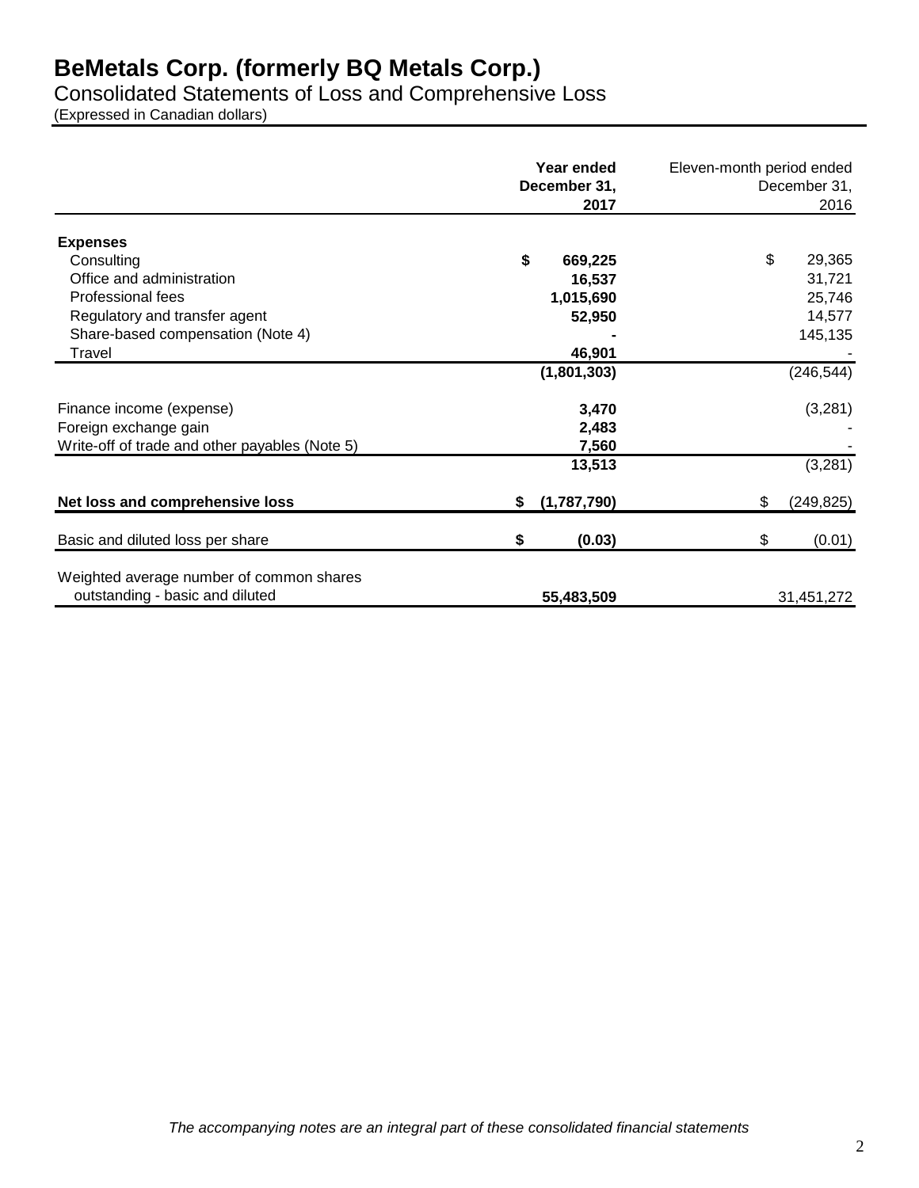# BeMetals Corp. (formerly BQ Metals Corp.)

Consolidated Statements of Loss and Comprehensive Loss

(Expressed in Canadian dollars)

| | Year ended December 31, 2017 | Eleven-month period ended December 31, 2016 |
|---|---|---|
| **Expenses** | | |
| Consulting | **$ 669,225** | $ 29,365 |
| Office and administration | **16,537** | 31,721 |
| Professional fees | **1,015,690** | 25,746 |
| Regulatory and transfer agent | **52,950** | 14,577 |
| Share-based compensation (Note 4) | **-** | 145,135 |
| Travel | **46,901** | - |
| | **(1,801,303)** | (246,544) |
| Finance income (expense) | **3,470** | (3,281) |
| Foreign exchange gain | **2,483** | - |
| Write-off of trade and other payables (Note 5) | **7,560** | - |
| | **13,513** | (3,281) |
| **Net loss and comprehensive loss** | **$ (1,787,790)** | $ (249,825) |
| Basic and diluted loss per share | **$ (0.03)** | $ (0.01) |
| Weighted average number of common shares outstanding - basic and diluted | **55,483,509** | 31,451,272 |

*The accompanying notes are an integral part of these consolidated financial statements*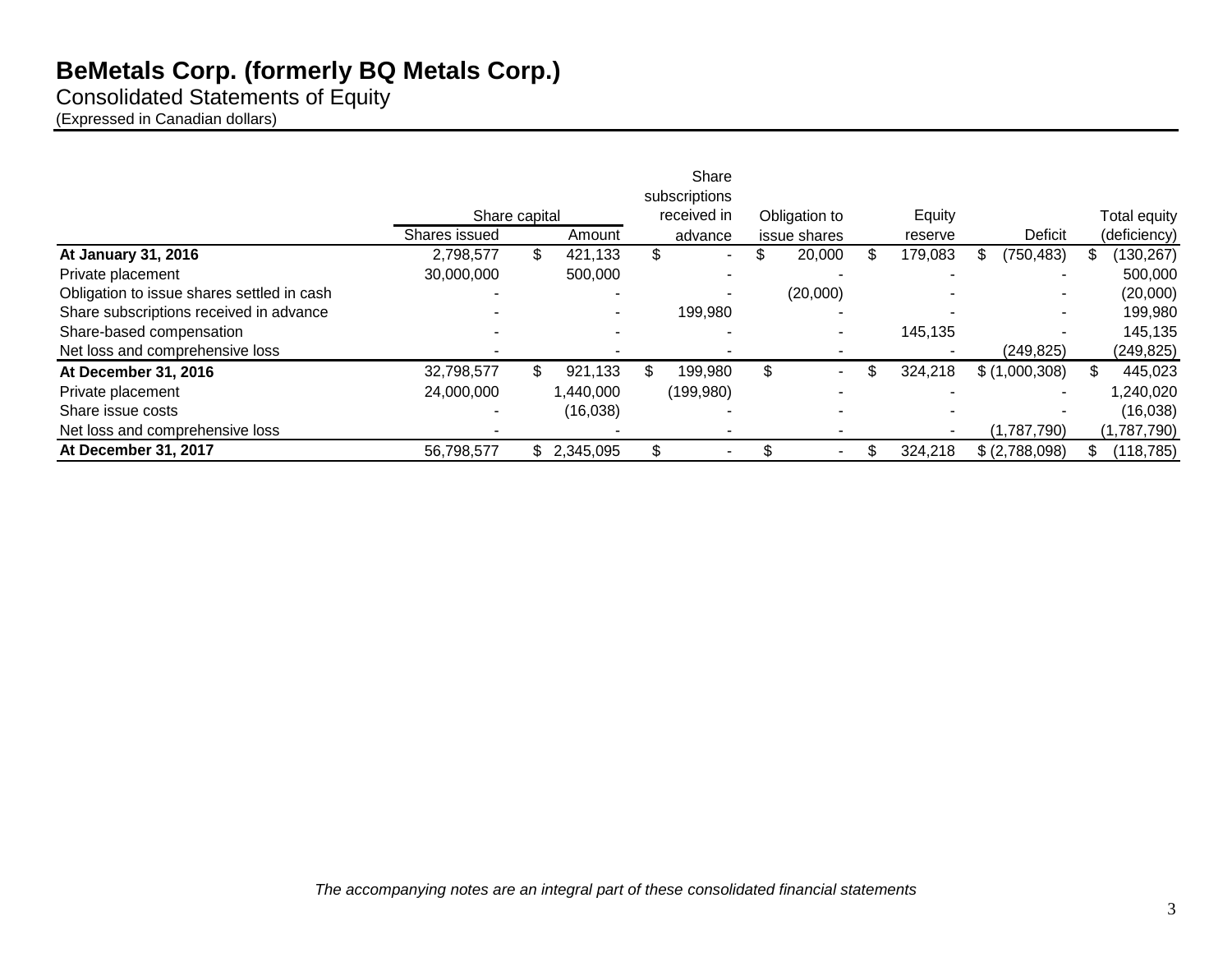# BeMetals Corp. (formerly BQ Metals Corp.)

Consolidated Statements of Equity

(Expressed in Canadian dollars)

| | Share capital | | Share subscriptions received in | Obligation to | Equity | | Total equity |
|---|---|---|---|---|---|---|---|
| | Shares issued | Amount | advance | issue shares | reserve | Deficit | (deficiency) |
| **At January 31, 2016** | 2,798,577 | $ 421,133 | $ - | $ 20,000 | $ 179,083 | $ (750,483) | $ (130,267) |
| Private placement | 30,000,000 | 500,000 | - | - | - | - | 500,000 |
| Obligation to issue shares settled in cash | - | - | - | (20,000) | - | - | (20,000) |
| Share subscriptions received in advance | - | - | 199,980 | - | - | - | 199,980 |
| Share-based compensation | - | - | - | - | 145,135 | - | 145,135 |
| Net loss and comprehensive loss | - | - | - | - | - | (249,825) | (249,825) |
| **At December 31, 2016** | 32,798,577 | $ 921,133 | $ 199,980 | $ - | $ 324,218 | $ (1,000,308) | $ 445,023 |
| Private placement | 24,000,000 | 1,440,000 | (199,980) | - | - | - | 1,240,020 |
| Share issue costs | - | (16,038) | - | - | - | - | (16,038) |
| Net loss and comprehensive loss | - | - | - | - | - | (1,787,790) | (1,787,790) |
| **At December 31, 2017** | 56,798,577 | $ 2,345,095 | $ - | $ - | $ 324,218 | $ (2,788,098) | $ (118,785) |

*The accompanying notes are an integral part of these consolidated financial statements*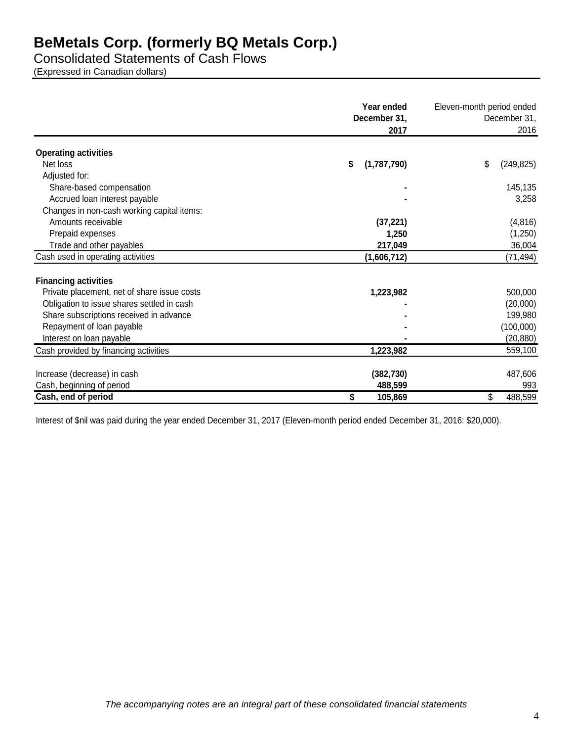# BeMetals Corp. (formerly BQ Metals Corp.)

## Consolidated Statements of Cash Flows

(Expressed in Canadian dollars)

| | Year ended December 31, 2017 | Eleven-month period ended December 31, 2016 |
|---|---|---|
| **Operating activities** | | |
| Net loss | $ (1,787,790) | $ (249,825) |
| Adjusted for: | | |
| Share-based compensation | - | 145,135 |
| Accrued loan interest payable | - | 3,258 |
| Changes in non-cash working capital items: | | |
| Amounts receivable | (37,221) | (4,816) |
| Prepaid expenses | 1,250 | (1,250) |
| Trade and other payables | 217,049 | 36,004 |
| Cash used in operating activities | (1,606,712) | (71,494) |
| **Financing activities** | | |
| Private placement, net of share issue costs | 1,223,982 | 500,000 |
| Obligation to issue shares settled in cash | - | (20,000) |
| Share subscriptions received in advance | - | 199,980 |
| Repayment of loan payable | - | (100,000) |
| Interest on loan payable | - | (20,880) |
| Cash provided by financing activities | 1,223,982 | 559,100 |
| Increase (decrease) in cash | (382,730) | 487,606 |
| Cash, beginning of period | 488,599 | 993 |
| **Cash, end of period** | $ 105,869 | $ 488,599 |

Interest of $nil was paid during the year ended December 31, 2017 (Eleven-month period ended December 31, 2016: $20,000).

*The accompanying notes are an integral part of these consolidated financial statements*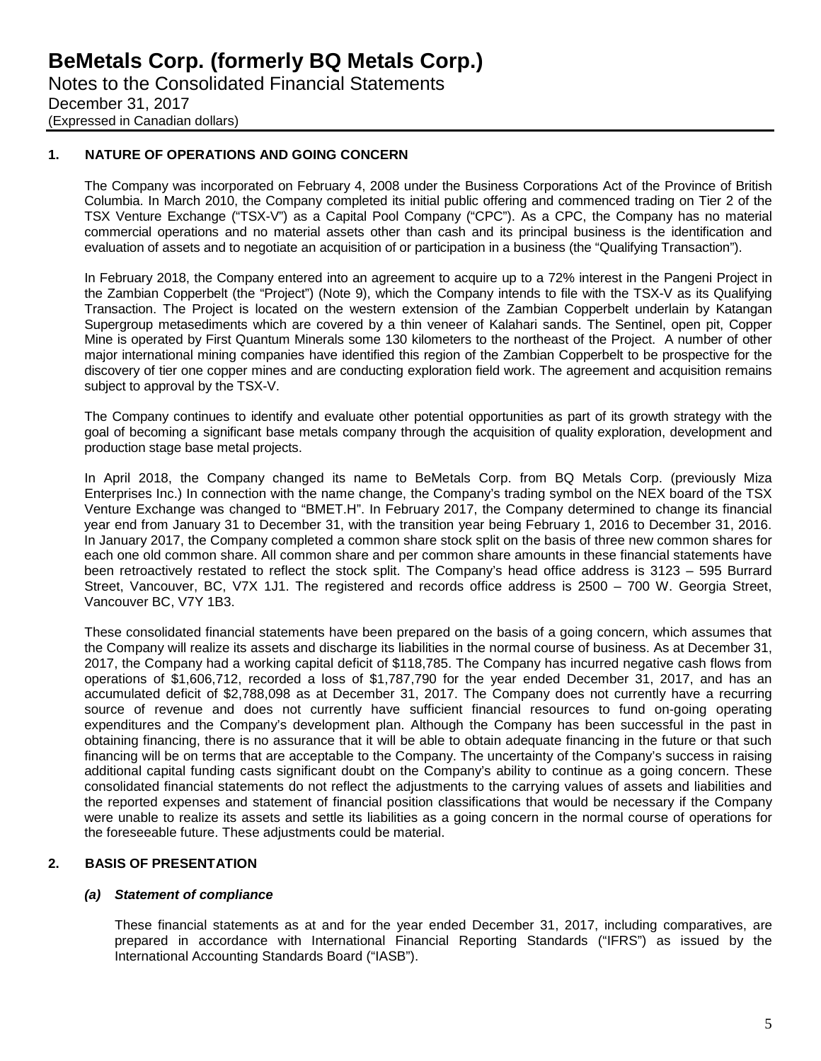# BeMetals Corp. (formerly BQ Metals Corp.)

Notes to the Consolidated Financial Statements
December 31, 2017
(Expressed in Canadian dollars)

## 1. NATURE OF OPERATIONS AND GOING CONCERN

The Company was incorporated on February 4, 2008 under the Business Corporations Act of the Province of British Columbia. In March 2010, the Company completed its initial public offering and commenced trading on Tier 2 of the TSX Venture Exchange ("TSX-V") as a Capital Pool Company ("CPC"). As a CPC, the Company has no material commercial operations and no material assets other than cash and its principal business is the identification and evaluation of assets and to negotiate an acquisition of or participation in a business (the "Qualifying Transaction").

In February 2018, the Company entered into an agreement to acquire up to a 72% interest in the Pangeni Project in the Zambian Copperbelt (the "Project") (Note 9), which the Company intends to file with the TSX-V as its Qualifying Transaction. The Project is located on the western extension of the Zambian Copperbelt underlain by Katangan Supergroup metasediments which are covered by a thin veneer of Kalahari sands. The Sentinel, open pit, Copper Mine is operated by First Quantum Minerals some 130 kilometers to the northeast of the Project. A number of other major international mining companies have identified this region of the Zambian Copperbelt to be prospective for the discovery of tier one copper mines and are conducting exploration field work. The agreement and acquisition remains subject to approval by the TSX-V.

The Company continues to identify and evaluate other potential opportunities as part of its growth strategy with the goal of becoming a significant base metals company through the acquisition of quality exploration, development and production stage base metal projects.

In April 2018, the Company changed its name to BeMetals Corp. from BQ Metals Corp. (previously Miza Enterprises Inc.) In connection with the name change, the Company's trading symbol on the NEX board of the TSX Venture Exchange was changed to "BMET.H". In February 2017, the Company determined to change its financial year end from January 31 to December 31, with the transition year being February 1, 2016 to December 31, 2016. In January 2017, the Company completed a common share stock split on the basis of three new common shares for each one old common share. All common share and per common share amounts in these financial statements have been retroactively restated to reflect the stock split. The Company's head office address is 3123 – 595 Burrard Street, Vancouver, BC, V7X 1J1. The registered and records office address is 2500 – 700 W. Georgia Street, Vancouver BC, V7Y 1B3.

These consolidated financial statements have been prepared on the basis of a going concern, which assumes that the Company will realize its assets and discharge its liabilities in the normal course of business. As at December 31, 2017, the Company had a working capital deficit of $118,785. The Company has incurred negative cash flows from operations of $1,606,712, recorded a loss of $1,787,790 for the year ended December 31, 2017, and has an accumulated deficit of $2,788,098 as at December 31, 2017. The Company does not currently have a recurring source of revenue and does not currently have sufficient financial resources to fund on-going operating expenditures and the Company's development plan. Although the Company has been successful in the past in obtaining financing, there is no assurance that it will be able to obtain adequate financing in the future or that such financing will be on terms that are acceptable to the Company. The uncertainty of the Company's success in raising additional capital funding casts significant doubt on the Company's ability to continue as a going concern. These consolidated financial statements do not reflect the adjustments to the carrying values of assets and liabilities and the reported expenses and statement of financial position classifications that would be necessary if the Company were unable to realize its assets and settle its liabilities as a going concern in the normal course of operations for the foreseeable future. These adjustments could be material.

## 2. BASIS OF PRESENTATION

### *(a) Statement of compliance*

These financial statements as at and for the year ended December 31, 2017, including comparatives, are prepared in accordance with International Financial Reporting Standards ("IFRS") as issued by the International Accounting Standards Board ("IASB").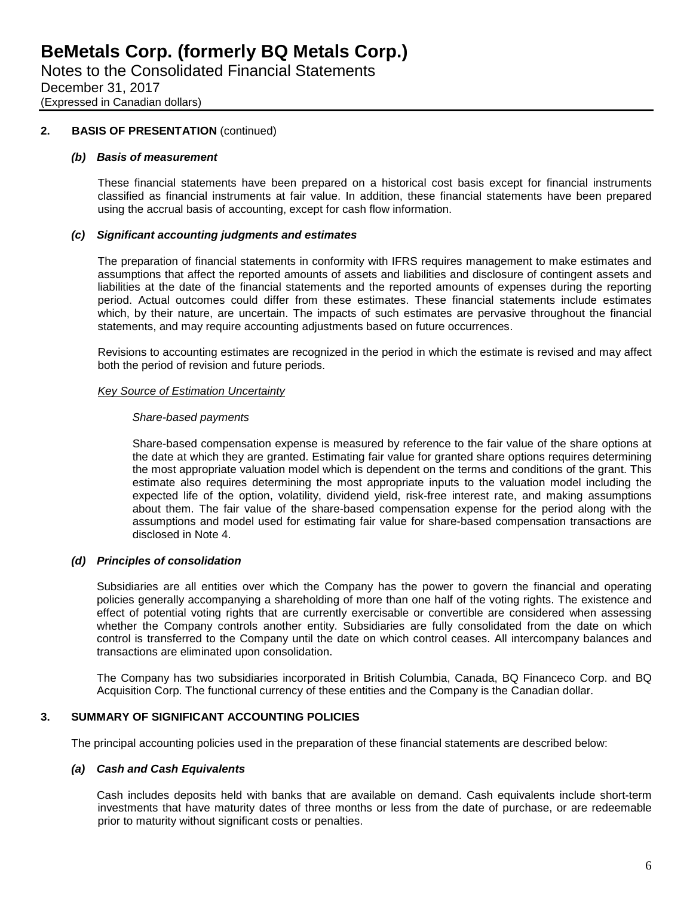## 2. BASIS OF PRESENTATION (continued)

### *(b) Basis of measurement*

These financial statements have been prepared on a historical cost basis except for financial instruments classified as financial instruments at fair value. In addition, these financial statements have been prepared using the accrual basis of accounting, except for cash flow information.

### *(c) Significant accounting judgments and estimates*

The preparation of financial statements in conformity with IFRS requires management to make estimates and assumptions that affect the reported amounts of assets and liabilities and disclosure of contingent assets and liabilities at the date of the financial statements and the reported amounts of expenses during the reporting period. Actual outcomes could differ from these estimates. These financial statements include estimates which, by their nature, are uncertain. The impacts of such estimates are pervasive throughout the financial statements, and may require accounting adjustments based on future occurrences.

Revisions to accounting estimates are recognized in the period in which the estimate is revised and may affect both the period of revision and future periods.

*Key Source of Estimation Uncertainty*

*Share-based payments*

Share-based compensation expense is measured by reference to the fair value of the share options at the date at which they are granted. Estimating fair value for granted share options requires determining the most appropriate valuation model which is dependent on the terms and conditions of the grant. This estimate also requires determining the most appropriate inputs to the valuation model including the expected life of the option, volatility, dividend yield, risk-free interest rate, and making assumptions about them. The fair value of the share-based compensation expense for the period along with the assumptions and model used for estimating fair value for share-based compensation transactions are disclosed in Note 4.

### *(d) Principles of consolidation*

Subsidiaries are all entities over which the Company has the power to govern the financial and operating policies generally accompanying a shareholding of more than one half of the voting rights. The existence and effect of potential voting rights that are currently exercisable or convertible are considered when assessing whether the Company controls another entity. Subsidiaries are fully consolidated from the date on which control is transferred to the Company until the date on which control ceases. All intercompany balances and transactions are eliminated upon consolidation.

The Company has two subsidiaries incorporated in British Columbia, Canada, BQ Financeco Corp. and BQ Acquisition Corp. The functional currency of these entities and the Company is the Canadian dollar.

## 3. SUMMARY OF SIGNIFICANT ACCOUNTING POLICIES

The principal accounting policies used in the preparation of these financial statements are described below:

### *(a) Cash and Cash Equivalents*

Cash includes deposits held with banks that are available on demand. Cash equivalents include short-term investments that have maturity dates of three months or less from the date of purchase, or are redeemable prior to maturity without significant costs or penalties.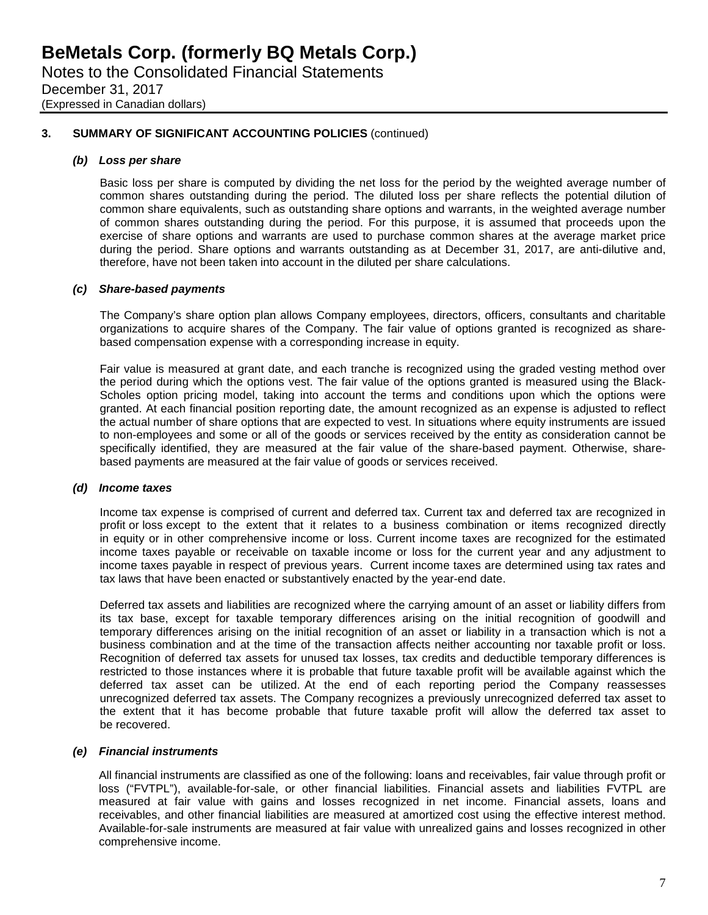## 3. SUMMARY OF SIGNIFICANT ACCOUNTING POLICIES (continued)

### *(b) Loss per share*

Basic loss per share is computed by dividing the net loss for the period by the weighted average number of common shares outstanding during the period. The diluted loss per share reflects the potential dilution of common share equivalents, such as outstanding share options and warrants, in the weighted average number of common shares outstanding during the period. For this purpose, it is assumed that proceeds upon the exercise of share options and warrants are used to purchase common shares at the average market price during the period. Share options and warrants outstanding as at December 31, 2017, are anti-dilutive and, therefore, have not been taken into account in the diluted per share calculations.

### *(c) Share-based payments*

The Company's share option plan allows Company employees, directors, officers, consultants and charitable organizations to acquire shares of the Company. The fair value of options granted is recognized as share-based compensation expense with a corresponding increase in equity.

Fair value is measured at grant date, and each tranche is recognized using the graded vesting method over the period during which the options vest. The fair value of the options granted is measured using the Black-Scholes option pricing model, taking into account the terms and conditions upon which the options were granted. At each financial position reporting date, the amount recognized as an expense is adjusted to reflect the actual number of share options that are expected to vest. In situations where equity instruments are issued to non-employees and some or all of the goods or services received by the entity as consideration cannot be specifically identified, they are measured at the fair value of the share-based payment. Otherwise, share-based payments are measured at the fair value of goods or services received.

### *(d) Income taxes*

Income tax expense is comprised of current and deferred tax. Current tax and deferred tax are recognized in profit or loss except to the extent that it relates to a business combination or items recognized directly in equity or in other comprehensive income or loss. Current income taxes are recognized for the estimated income taxes payable or receivable on taxable income or loss for the current year and any adjustment to income taxes payable in respect of previous years. Current income taxes are determined using tax rates and tax laws that have been enacted or substantively enacted by the year-end date.

Deferred tax assets and liabilities are recognized where the carrying amount of an asset or liability differs from its tax base, except for taxable temporary differences arising on the initial recognition of goodwill and temporary differences arising on the initial recognition of an asset or liability in a transaction which is not a business combination and at the time of the transaction affects neither accounting nor taxable profit or loss. Recognition of deferred tax assets for unused tax losses, tax credits and deductible temporary differences is restricted to those instances where it is probable that future taxable profit will be available against which the deferred tax asset can be utilized. At the end of each reporting period the Company reassesses unrecognized deferred tax assets. The Company recognizes a previously unrecognized deferred tax asset to the extent that it has become probable that future taxable profit will allow the deferred tax asset to be recovered.

### *(e) Financial instruments*

All financial instruments are classified as one of the following: loans and receivables, fair value through profit or loss ("FVTPL"), available-for-sale, or other financial liabilities. Financial assets and liabilities FVTPL are measured at fair value with gains and losses recognized in net income. Financial assets, loans and receivables, and other financial liabilities are measured at amortized cost using the effective interest method. Available-for-sale instruments are measured at fair value with unrealized gains and losses recognized in other comprehensive income.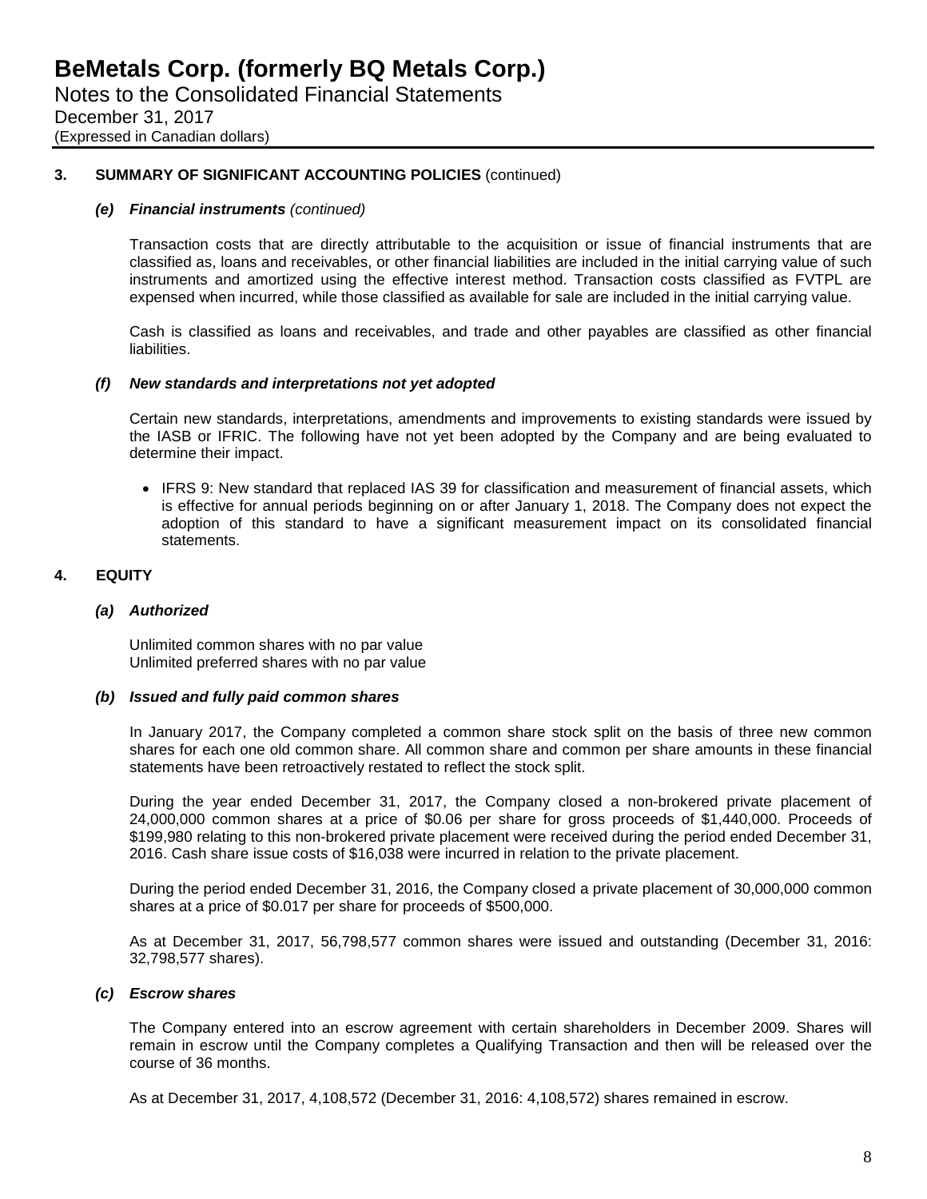### 3. SUMMARY OF SIGNIFICANT ACCOUNTING POLICIES (continued)

#### *(e) Financial instruments (continued)*

Transaction costs that are directly attributable to the acquisition or issue of financial instruments that are classified as, loans and receivables, or other financial liabilities are included in the initial carrying value of such instruments and amortized using the effective interest method. Transaction costs classified as FVTPL are expensed when incurred, while those classified as available for sale are included in the initial carrying value.

Cash is classified as loans and receivables, and trade and other payables are classified as other financial liabilities.

#### *(f) New standards and interpretations not yet adopted*

Certain new standards, interpretations, amendments and improvements to existing standards were issued by the IASB or IFRIC. The following have not yet been adopted by the Company and are being evaluated to determine their impact.

- IFRS 9: New standard that replaced IAS 39 for classification and measurement of financial assets, which is effective for annual periods beginning on or after January 1, 2018. The Company does not expect the adoption of this standard to have a significant measurement impact on its consolidated financial statements.

### 4. EQUITY

#### *(a) Authorized*

Unlimited common shares with no par value
Unlimited preferred shares with no par value

#### *(b) Issued and fully paid common shares*

In January 2017, the Company completed a common share stock split on the basis of three new common shares for each one old common share. All common share and common per share amounts in these financial statements have been retroactively restated to reflect the stock split.

During the year ended December 31, 2017, the Company closed a non-brokered private placement of 24,000,000 common shares at a price of $0.06 per share for gross proceeds of $1,440,000. Proceeds of $199,980 relating to this non-brokered private placement were received during the period ended December 31, 2016. Cash share issue costs of $16,038 were incurred in relation to the private placement.

During the period ended December 31, 2016, the Company closed a private placement of 30,000,000 common shares at a price of $0.017 per share for proceeds of $500,000.

As at December 31, 2017, 56,798,577 common shares were issued and outstanding (December 31, 2016: 32,798,577 shares).

#### *(c) Escrow shares*

The Company entered into an escrow agreement with certain shareholders in December 2009. Shares will remain in escrow until the Company completes a Qualifying Transaction and then will be released over the course of 36 months.

As at December 31, 2017, 4,108,572 (December 31, 2016: 4,108,572) shares remained in escrow.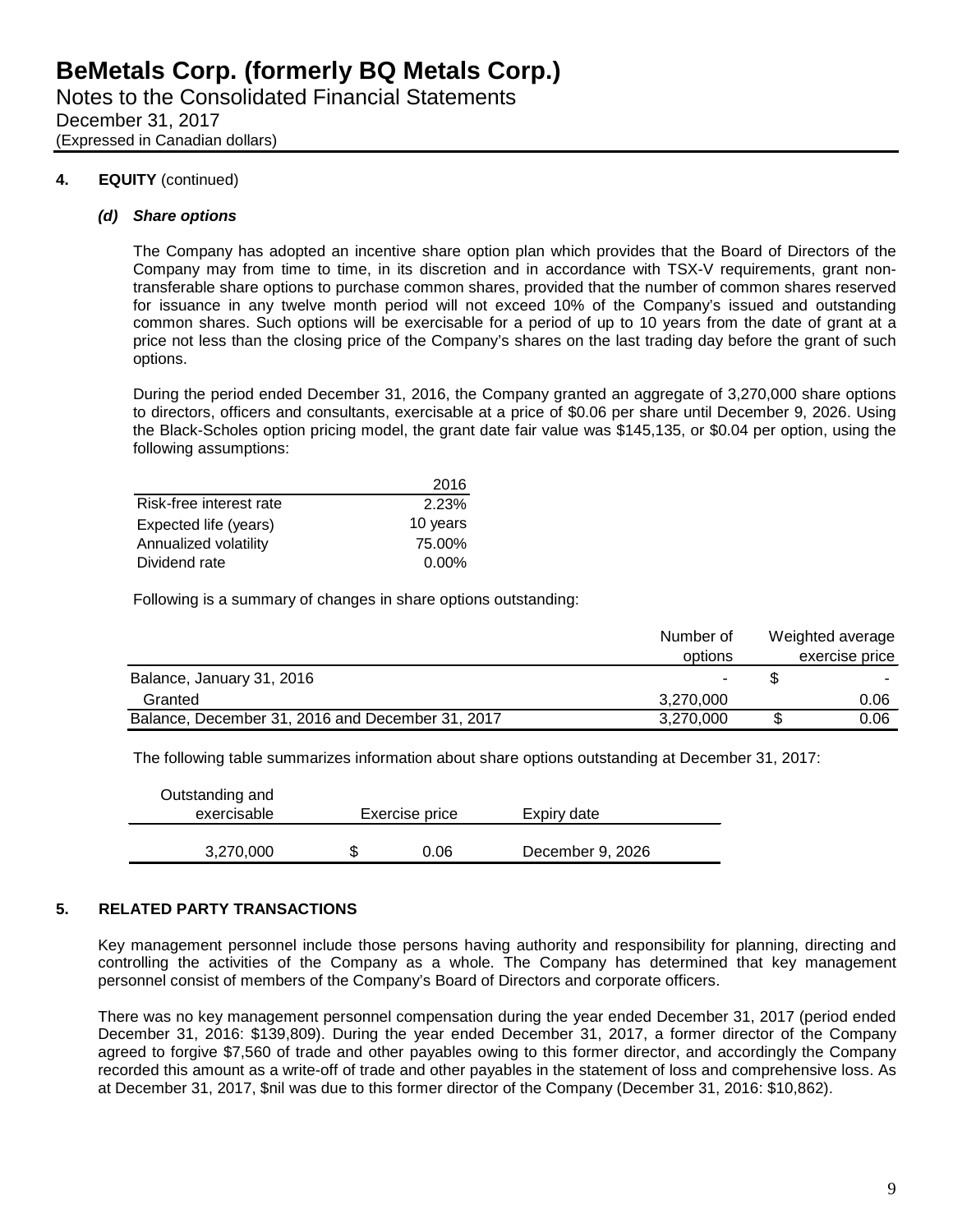# BeMetals Corp. (formerly BQ Metals Corp.)
Notes to the Consolidated Financial Statements
December 31, 2017
(Expressed in Canadian dollars)

## 4. EQUITY (continued)

### *(d) Share options*

The Company has adopted an incentive share option plan which provides that the Board of Directors of the Company may from time to time, in its discretion and in accordance with TSX-V requirements, grant non-transferable share options to purchase common shares, provided that the number of common shares reserved for issuance in any twelve month period will not exceed 10% of the Company's issued and outstanding common shares. Such options will be exercisable for a period of up to 10 years from the date of grant at a price not less than the closing price of the Company's shares on the last trading day before the grant of such options.

During the period ended December 31, 2016, the Company granted an aggregate of 3,270,000 share options to directors, officers and consultants, exercisable at a price of $0.06 per share until December 9, 2026. Using the Black-Scholes option pricing model, the grant date fair value was $145,135, or $0.04 per option, using the following assumptions:

| | 2016 |
|---|---|
| Risk-free interest rate | 2.23% |
| Expected life (years) | 10 years |
| Annualized volatility | 75.00% |
| Dividend rate | 0.00% |

Following is a summary of changes in share options outstanding:

| | Number of options | Weighted average exercise price |
|---|---|---|
| Balance, January 31, 2016 | - | $ - |
| Granted | 3,270,000 | 0.06 |
| Balance, December 31, 2016 and December 31, 2017 | 3,270,000 | $ 0.06 |

The following table summarizes information about share options outstanding at December 31, 2017:

| Outstanding and exercisable | Exercise price | Expiry date |
|---|---|---|
| 3,270,000 | $ 0.06 | December 9, 2026 |

## 5. RELATED PARTY TRANSACTIONS

Key management personnel include those persons having authority and responsibility for planning, directing and controlling the activities of the Company as a whole. The Company has determined that key management personnel consist of members of the Company's Board of Directors and corporate officers.

There was no key management personnel compensation during the year ended December 31, 2017 (period ended December 31, 2016: $139,809). During the year ended December 31, 2017, a former director of the Company agreed to forgive $7,560 of trade and other payables owing to this former director, and accordingly the Company recorded this amount as a write-off of trade and other payables in the statement of loss and comprehensive loss. As at December 31, 2017, $nil was due to this former director of the Company (December 31, 2016: $10,862).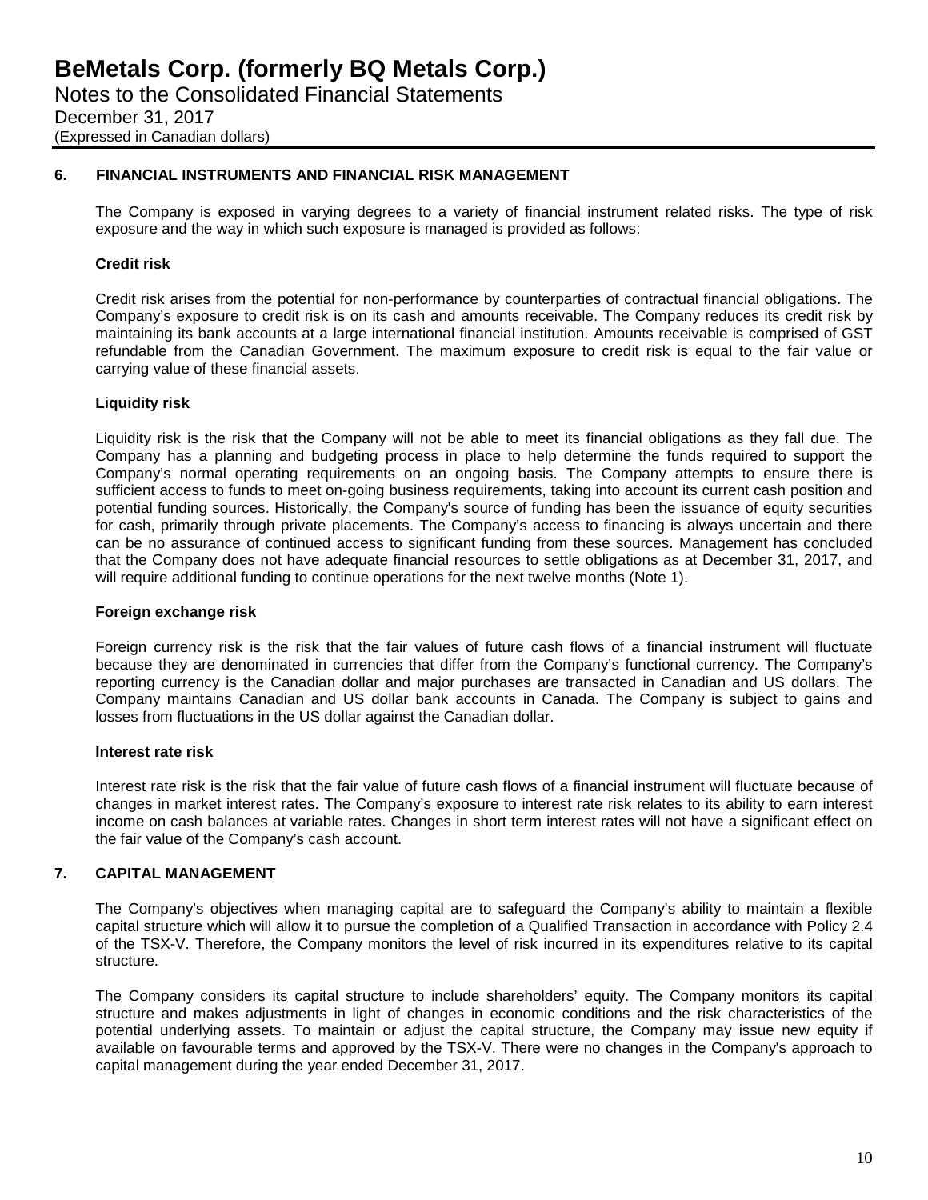## 6. FINANCIAL INSTRUMENTS AND FINANCIAL RISK MANAGEMENT

The Company is exposed in varying degrees to a variety of financial instrument related risks. The type of risk exposure and the way in which such exposure is managed is provided as follows:

### Credit risk

Credit risk arises from the potential for non-performance by counterparties of contractual financial obligations. The Company's exposure to credit risk is on its cash and amounts receivable. The Company reduces its credit risk by maintaining its bank accounts at a large international financial institution. Amounts receivable is comprised of GST refundable from the Canadian Government. The maximum exposure to credit risk is equal to the fair value or carrying value of these financial assets.

### Liquidity risk

Liquidity risk is the risk that the Company will not be able to meet its financial obligations as they fall due. The Company has a planning and budgeting process in place to help determine the funds required to support the Company's normal operating requirements on an ongoing basis. The Company attempts to ensure there is sufficient access to funds to meet on-going business requirements, taking into account its current cash position and potential funding sources. Historically, the Company's source of funding has been the issuance of equity securities for cash, primarily through private placements. The Company's access to financing is always uncertain and there can be no assurance of continued access to significant funding from these sources. Management has concluded that the Company does not have adequate financial resources to settle obligations as at December 31, 2017, and will require additional funding to continue operations for the next twelve months (Note 1).

### Foreign exchange risk

Foreign currency risk is the risk that the fair values of future cash flows of a financial instrument will fluctuate because they are denominated in currencies that differ from the Company's functional currency. The Company's reporting currency is the Canadian dollar and major purchases are transacted in Canadian and US dollars. The Company maintains Canadian and US dollar bank accounts in Canada. The Company is subject to gains and losses from fluctuations in the US dollar against the Canadian dollar.

### Interest rate risk

Interest rate risk is the risk that the fair value of future cash flows of a financial instrument will fluctuate because of changes in market interest rates. The Company's exposure to interest rate risk relates to its ability to earn interest income on cash balances at variable rates. Changes in short term interest rates will not have a significant effect on the fair value of the Company's cash account.

## 7. CAPITAL MANAGEMENT

The Company's objectives when managing capital are to safeguard the Company's ability to maintain a flexible capital structure which will allow it to pursue the completion of a Qualified Transaction in accordance with Policy 2.4 of the TSX-V. Therefore, the Company monitors the level of risk incurred in its expenditures relative to its capital structure.

The Company considers its capital structure to include shareholders' equity. The Company monitors its capital structure and makes adjustments in light of changes in economic conditions and the risk characteristics of the potential underlying assets. To maintain or adjust the capital structure, the Company may issue new equity if available on favourable terms and approved by the TSX-V. There were no changes in the Company's approach to capital management during the year ended December 31, 2017.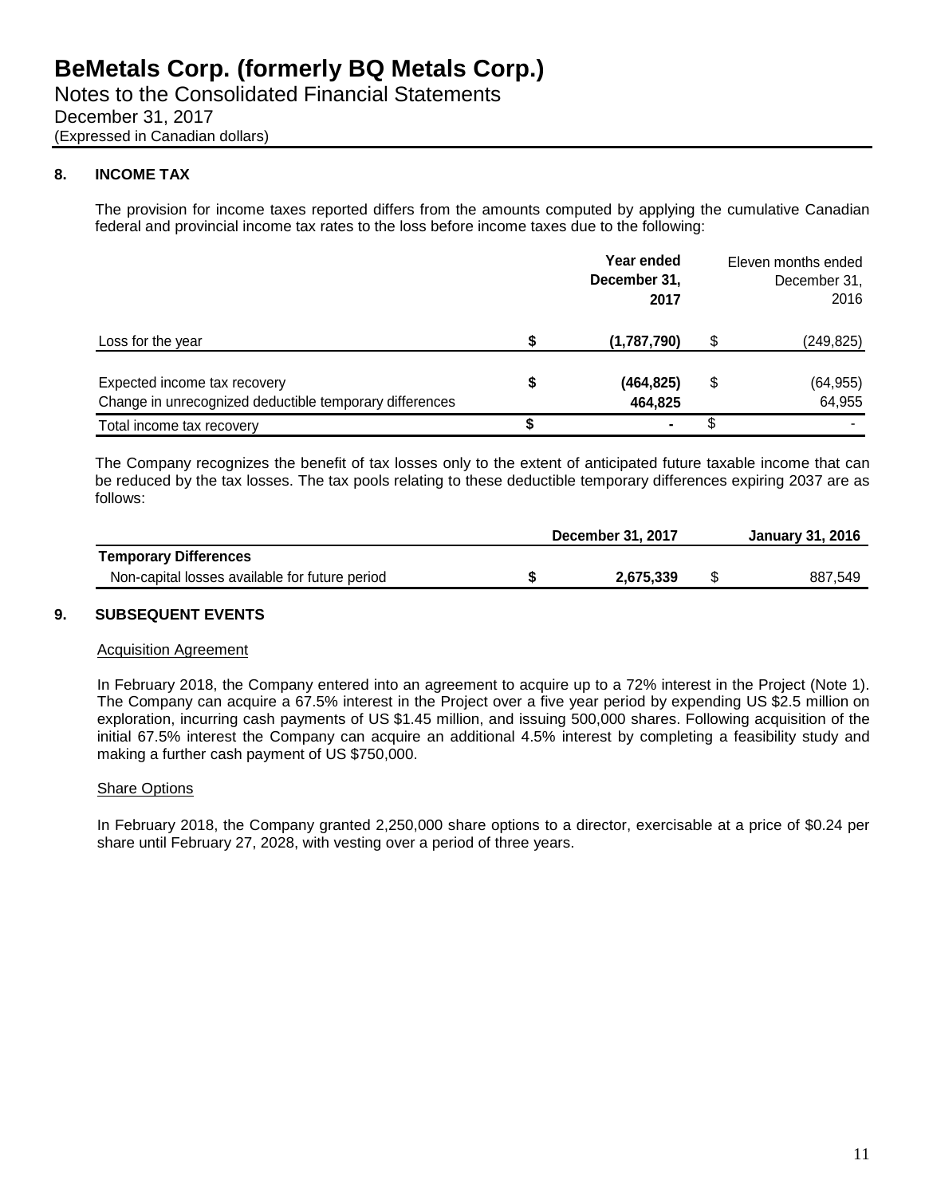# BeMetals Corp. (formerly BQ Metals Corp.)

Notes to the Consolidated Financial Statements
December 31, 2017
(Expressed in Canadian dollars)

## 8. INCOME TAX

The provision for income taxes reported differs from the amounts computed by applying the cumulative Canadian federal and provincial income tax rates to the loss before income taxes due to the following:

| | | Year ended December 31, 2017 | | Eleven months ended December 31, 2016 |
|---|---|---|---|---|
| Loss for the year | $ | (1,787,790) | $ | (249,825) |
| Expected income tax recovery | $ | (464,825) | $ | (64,955) |
| Change in unrecognized deductible temporary differences | | 464,825 | | 64,955 |
| Total income tax recovery | $ | - | $ | - |

The Company recognizes the benefit of tax losses only to the extent of anticipated future taxable income that can be reduced by the tax losses. The tax pools relating to these deductible temporary differences expiring 2037 are as follows:

| | | December 31, 2017 | | January 31, 2016 |
|---|---|---|---|---|
| **Temporary Differences** | | | | |
| Non-capital losses available for future period | $ | 2,675,339 | $ | 887,549 |

## 9. SUBSEQUENT EVENTS

### Acquisition Agreement

In February 2018, the Company entered into an agreement to acquire up to a 72% interest in the Project (Note 1). The Company can acquire a 67.5% interest in the Project over a five year period by expending US $2.5 million on exploration, incurring cash payments of US $1.45 million, and issuing 500,000 shares. Following acquisition of the initial 67.5% interest the Company can acquire an additional 4.5% interest by completing a feasibility study and making a further cash payment of US $750,000.

### Share Options

In February 2018, the Company granted 2,250,000 share options to a director, exercisable at a price of $0.24 per share until February 27, 2028, with vesting over a period of three years.